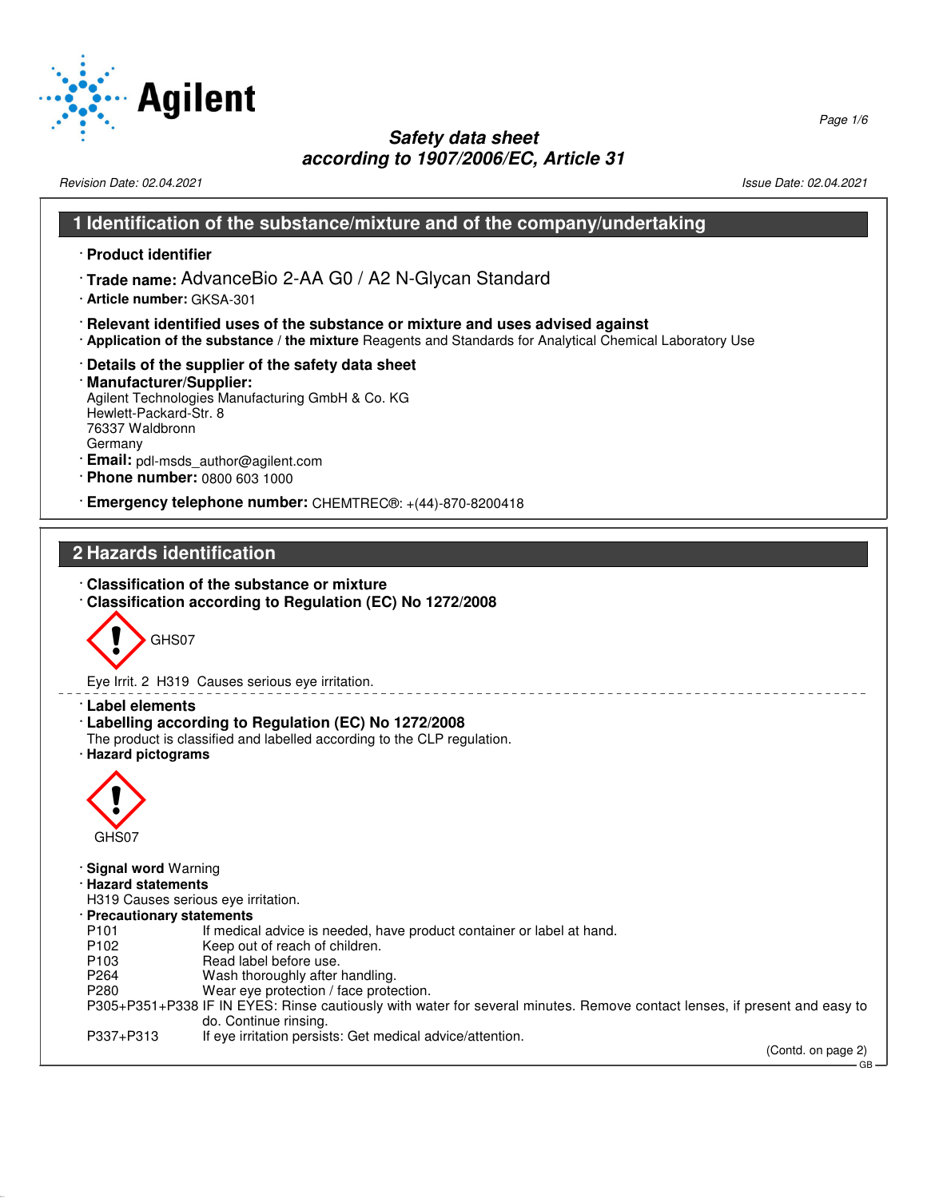# Safety data sheet
## according to 1907/2006/EC, Article 31

Revision Date: 02.04.2021 Issue Date: 02.04.2021

## 1 Identification of the substance/mixture and of the company/undertaking

- **Product identifier**
- **Trade name:** AdvanceBio 2-AA G0 / A2 N-Glycan Standard
- **Article number:** GKSA-301
- **Relevant identified uses of the substance or mixture and uses advised against**
- **Application of the substance / the mixture** Reagents and Standards for Analytical Chemical Laboratory Use
- **Details of the supplier of the safety data sheet**
- **Manufacturer/Supplier:**
  Agilent Technologies Manufacturing GmbH & Co. KG
  Hewlett-Packard-Str. 8
  76337 Waldbronn
  Germany
- **Email:** pdl-msds_author@agilent.com
- **Phone number:** 0800 603 1000
- **Emergency telephone number:** CHEMTREC®: +(44)-870-8200418

## 2 Hazards identification

- **Classification of the substance or mixture**
- **Classification according to Regulation (EC) No 1272/2008**

GHS07

Eye Irrit. 2 H319 Causes serious eye irritation.

- **Label elements**
- **Labelling according to Regulation (EC) No 1272/2008**
  The product is classified and labelled according to the CLP regulation.
- **Hazard pictograms**

GHS07

- **Signal word** Warning
- **Hazard statements**
  H319 Causes serious eye irritation.
- **Precautionary statements**

| | |
|---|---|
| P101 | If medical advice is needed, have product container or label at hand. |
| P102 | Keep out of reach of children. |
| P103 | Read label before use. |
| P264 | Wash thoroughly after handling. |
| P280 | Wear eye protection / face protection. |
| P305+P351+P338 | IF IN EYES: Rinse cautiously with water for several minutes. Remove contact lenses, if present and easy to do. Continue rinsing. |
| P337+P313 | If eye irritation persists: Get medical advice/attention. |

(Contd. on page 2)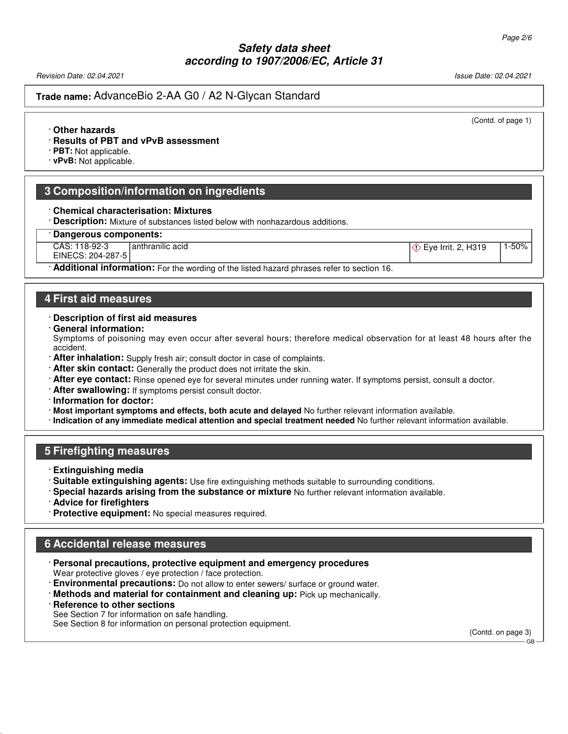**Trade name:** AdvanceBio 2-AA G0 / A2 N-Glycan Standard

(Contd. of page 1)

· **Other hazards**
· **Results of PBT and vPvB assessment**
· **PBT:** Not applicable.
· **vPvB:** Not applicable.

## 3 Composition/information on ingredients

· **Chemical characterisation: Mixtures**
· **Description:** Mixture of substances listed below with nonhazardous additions.

· **Dangerous components:**

| | | | |
|---|---|---|---|
| CAS: 118-92-3<br>EINECS: 204-287-5 | anthranilic acid | Eye Irrit. 2, H319 | 1-50% |

· **Additional information:** For the wording of the listed hazard phrases refer to section 16.

## 4 First aid measures

· **Description of first aid measures**
· **General information:**
Symptoms of poisoning may even occur after several hours; therefore medical observation for at least 48 hours after the accident.
· **After inhalation:** Supply fresh air; consult doctor in case of complaints.
· **After skin contact:** Generally the product does not irritate the skin.
· **After eye contact:** Rinse opened eye for several minutes under running water. If symptoms persist, consult a doctor.
· **After swallowing:** If symptoms persist consult doctor.
· **Information for doctor:**
· **Most important symptoms and effects, both acute and delayed** No further relevant information available.
· **Indication of any immediate medical attention and special treatment needed** No further relevant information available.

## 5 Firefighting measures

· **Extinguishing media**
· **Suitable extinguishing agents:** Use fire extinguishing methods suitable to surrounding conditions.
· **Special hazards arising from the substance or mixture** No further relevant information available.
· **Advice for firefighters**
· **Protective equipment:** No special measures required.

## 6 Accidental release measures

· **Personal precautions, protective equipment and emergency procedures**
Wear protective gloves / eye protection / face protection.
· **Environmental precautions:** Do not allow to enter sewers/ surface or ground water.
· **Methods and material for containment and cleaning up:** Pick up mechanically.
· **Reference to other sections**
See Section 7 for information on safe handling.
See Section 8 for information on personal protection equipment.

(Contd. on page 3)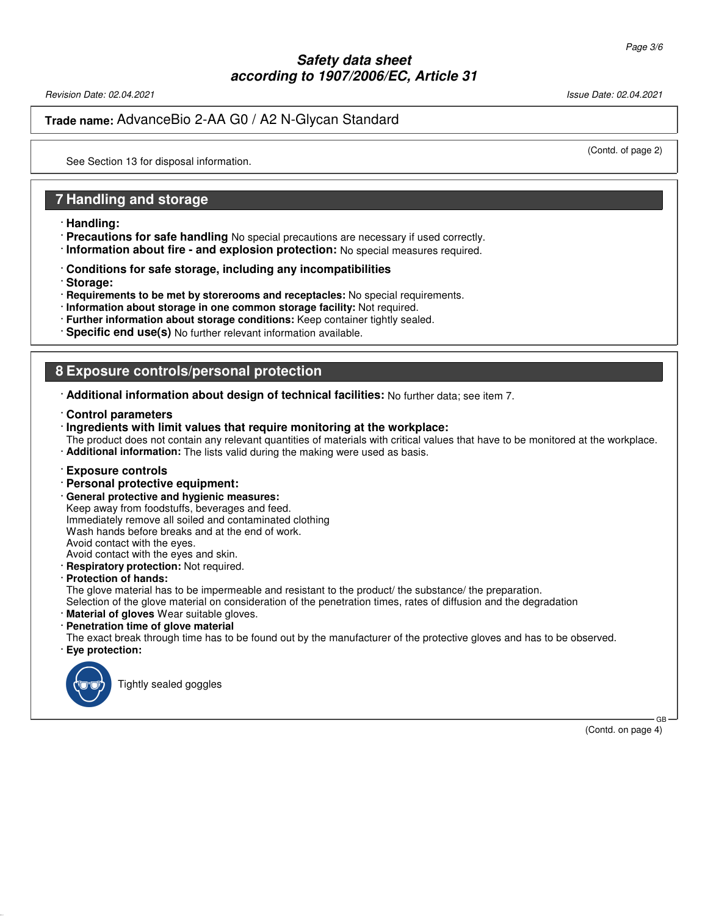(Contd. of page 2)

See Section 13 for disposal information.

## 7 Handling and storage

· **Handling:**
· **Precautions for safe handling** No special precautions are necessary if used correctly.
· **Information about fire - and explosion protection:** No special measures required.

· **Conditions for safe storage, including any incompatibilities**
· **Storage:**
· **Requirements to be met by storerooms and receptacles:** No special requirements.
· **Information about storage in one common storage facility:** Not required.
· **Further information about storage conditions:** Keep container tightly sealed.
· **Specific end use(s)** No further relevant information available.

## 8 Exposure controls/personal protection

· **Additional information about design of technical facilities:** No further data; see item 7.

· **Control parameters**
· **Ingredients with limit values that require monitoring at the workplace:**
The product does not contain any relevant quantities of materials with critical values that have to be monitored at the workplace.
· **Additional information:** The lists valid during the making were used as basis.

· **Exposure controls**
· **Personal protective equipment:**
· **General protective and hygienic measures:**
Keep away from foodstuffs, beverages and feed.
Immediately remove all soiled and contaminated clothing
Wash hands before breaks and at the end of work.
Avoid contact with the eyes.
Avoid contact with the eyes and skin.
· **Respiratory protection:** Not required.
· **Protection of hands:**
The glove material has to be impermeable and resistant to the product/ the substance/ the preparation.
Selection of the glove material on consideration of the penetration times, rates of diffusion and the degradation
· **Material of gloves** Wear suitable gloves.
· **Penetration time of glove material**
The exact break through time has to be found out by the manufacturer of the protective gloves and has to be observed.
· **Eye protection:**

Tightly sealed goggles

(Contd. on page 4)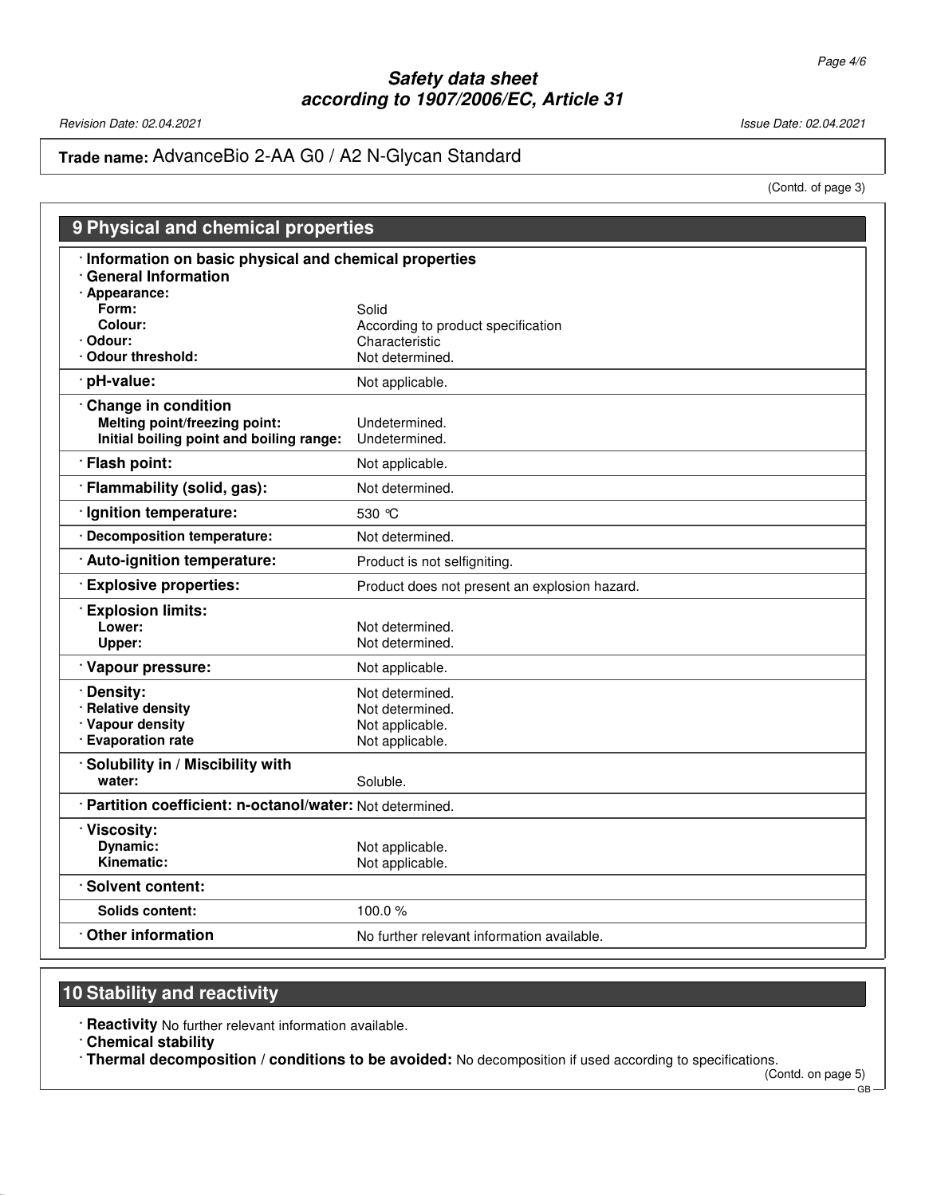**Trade name:** AdvanceBio 2-AA G0 / A2 N-Glycan Standard

(Contd. of page 3)

## 9 Physical and chemical properties

| · **Information on basic physical and chemical properties** | |
|---|---|
| · **General Information** | |
| · **Appearance:** | |
| **Form:** | Solid |
| **Colour:** | According to product specification |
| · **Odour:** | Characteristic |
| · **Odour threshold:** | Not determined. |
| · **pH-value:** | Not applicable. |
| · **Change in condition** | |
| **Melting point/freezing point:** | Undetermined. |
| **Initial boiling point and boiling range:** | Undetermined. |
| · **Flash point:** | Not applicable. |
| · **Flammability (solid, gas):** | Not determined. |
| · **Ignition temperature:** | 530 °C |
| · **Decomposition temperature:** | Not determined. |
| · **Auto-ignition temperature:** | Product is not selfigniting. |
| · **Explosive properties:** | Product does not present an explosion hazard. |
| · **Explosion limits:** | |
| **Lower:** | Not determined. |
| **Upper:** | Not determined. |
| · **Vapour pressure:** | Not applicable. |
| · **Density:** | Not determined. |
| · **Relative density** | Not determined. |
| · **Vapour density** | Not applicable. |
| · **Evaporation rate** | Not applicable. |
| · **Solubility in / Miscibility with** | |
| **water:** | Soluble. |
| · **Partition coefficient: n-octanol/water:** | Not determined. |
| · **Viscosity:** | |
| **Dynamic:** | Not applicable. |
| **Kinematic:** | Not applicable. |
| · **Solvent content:** | |
| **Solids content:** | 100.0 % |
| · **Other information** | No further relevant information available. |

## 10 Stability and reactivity

· **Reactivity** No further relevant information available.

· **Chemical stability**

· **Thermal decomposition / conditions to be avoided:** No decomposition if used according to specifications.

(Contd. on page 5)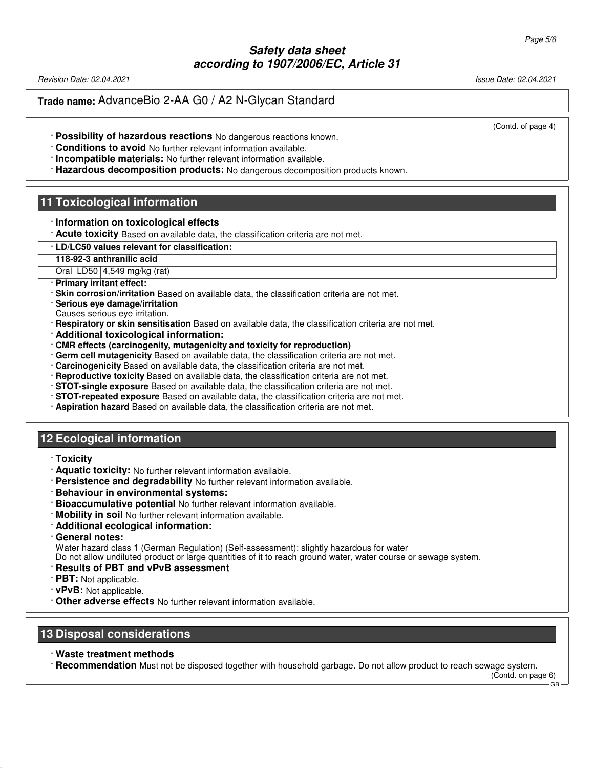(Contd. of page 4)

· **Possibility of hazardous reactions** No dangerous reactions known.
· **Conditions to avoid** No further relevant information available.
· **Incompatible materials:** No further relevant information available.
· **Hazardous decomposition products:** No dangerous decomposition products known.

## 11 Toxicological information

· **Information on toxicological effects**
· **Acute toxicity** Based on available data, the classification criteria are not met.

| · **LD/LC50 values relevant for classification:** | | |
|---|---|---|
| **118-92-3 anthranilic acid** | | |
| Oral | LD50 | 4,549 mg/kg (rat) |

· **Primary irritant effect:**
· **Skin corrosion/irritation** Based on available data, the classification criteria are not met.
· **Serious eye damage/irritation**
Causes serious eye irritation.
· **Respiratory or skin sensitisation** Based on available data, the classification criteria are not met.
· **Additional toxicological information:**
· **CMR effects (carcinogenity, mutagenicity and toxicity for reproduction)**
· **Germ cell mutagenicity** Based on available data, the classification criteria are not met.
· **Carcinogenicity** Based on available data, the classification criteria are not met.
· **Reproductive toxicity** Based on available data, the classification criteria are not met.
· **STOT-single exposure** Based on available data, the classification criteria are not met.
· **STOT-repeated exposure** Based on available data, the classification criteria are not met.
· **Aspiration hazard** Based on available data, the classification criteria are not met.

## 12 Ecological information

· **Toxicity**
· **Aquatic toxicity:** No further relevant information available.
· **Persistence and degradability** No further relevant information available.
· **Behaviour in environmental systems:**
· **Bioaccumulative potential** No further relevant information available.
· **Mobility in soil** No further relevant information available.
· **Additional ecological information:**
· **General notes:**
Water hazard class 1 (German Regulation) (Self-assessment): slightly hazardous for water
Do not allow undiluted product or large quantities of it to reach ground water, water course or sewage system.
· **Results of PBT and vPvB assessment**
· **PBT:** Not applicable.
· **vPvB:** Not applicable.
· **Other adverse effects** No further relevant information available.

## 13 Disposal considerations

· **Waste treatment methods**
· **Recommendation** Must not be disposed together with household garbage. Do not allow product to reach sewage system.

(Contd. on page 6)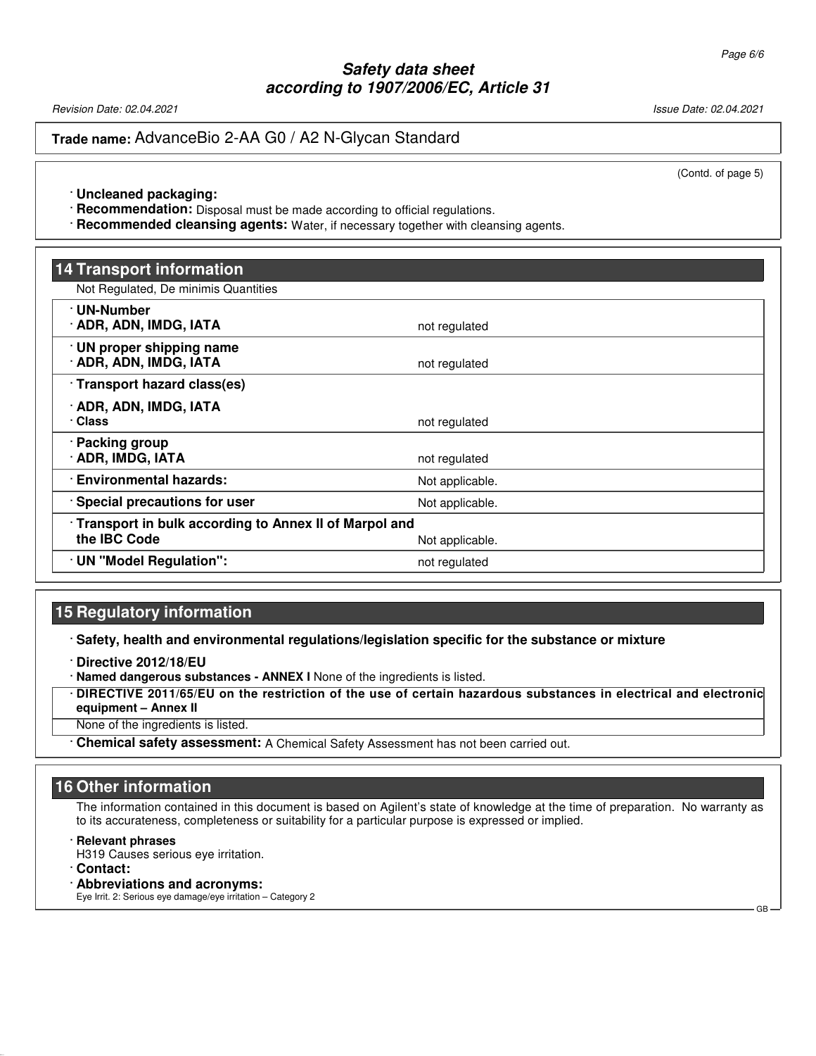(Contd. of page 5)

· **Uncleaned packaging:**
· **Recommendation:** Disposal must be made according to official regulations.
· **Recommended cleansing agents:** Water, if necessary together with cleansing agents.

## 14 Transport information

Not Regulated, De minimis Quantities

| | |
|---|---|
| · **UN-Number**<br>· **ADR, ADN, IMDG, IATA** | not regulated |
| · **UN proper shipping name**<br>· **ADR, ADN, IMDG, IATA** | not regulated |
| · **Transport hazard class(es)**<br>· **ADR, ADN, IMDG, IATA**<br>· **Class** | not regulated |
| · **Packing group**<br>· **ADR, IMDG, IATA** | not regulated |
| · **Environmental hazards:** | Not applicable. |
| · **Special precautions for user** | Not applicable. |
| · **Transport in bulk according to Annex II of Marpol and the IBC Code** | Not applicable. |
| · **UN "Model Regulation":** | not regulated |

## 15 Regulatory information

· **Safety, health and environmental regulations/legislation specific for the substance or mixture**

· **Directive 2012/18/EU**
· **Named dangerous substances - ANNEX I** None of the ingredients is listed.

· **DIRECTIVE 2011/65/EU on the restriction of the use of certain hazardous substances in electrical and electronic equipment – Annex II**

None of the ingredients is listed.

· **Chemical safety assessment:** A Chemical Safety Assessment has not been carried out.

## 16 Other information

The information contained in this document is based on Agilent's state of knowledge at the time of preparation. No warranty as to its accurateness, completeness or suitability for a particular purpose is expressed or implied.

· **Relevant phrases**
H319 Causes serious eye irritation.
· **Contact:**
· **Abbreviations and acronyms:**
Eye Irrit. 2: Serious eye damage/eye irritation – Category 2